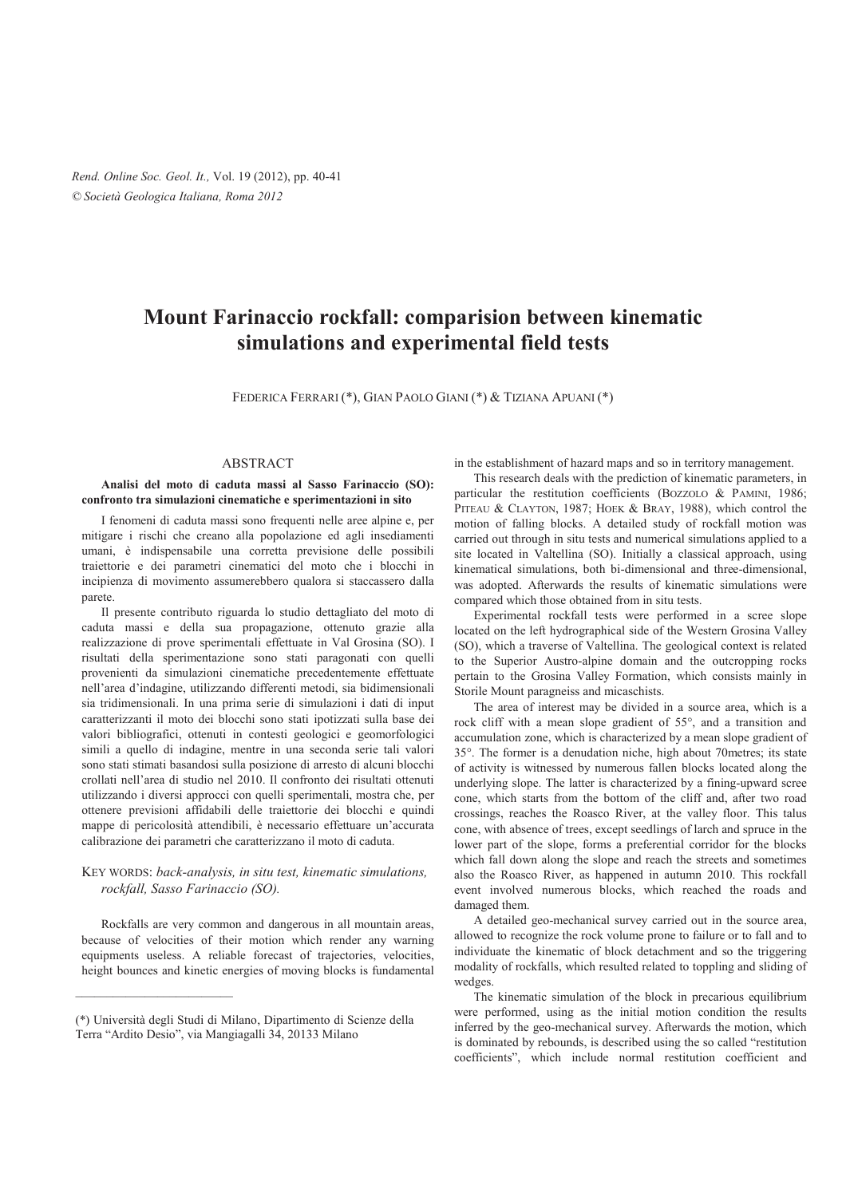# Mount Farinaccio rockfall: comparision between kinematic simulations and experimental field tests

FEDERICA FERRARI (*), GIAN PAOLO GIANI (*) & TIZIANA APUANI (*)

## ABSTRACT

**Analisi del moto di caduta massi al Sasso Farinaccio (SO): confronto tra simulazioni cinematiche e sperimentazioni in sito**

I fenomeni di caduta massi sono frequenti nelle aree alpine e, per mitigare i rischi che creano alla popolazione ed agli insediamenti umani, è indispensabile una corretta previsione delle possibili traiettorie e dei parametri cinematici del moto che i blocchi in incipienza di movimento assumerebbero qualora si staccassero dalla parete.

Il presente contributo riguarda lo studio dettagliato del moto di caduta massi e della sua propagazione, ottenuto grazie alla realizzazione di prove sperimentali effettuate in Val Grosina (SO). I risultati della sperimentazione sono stati paragonati con quelli provenienti da simulazioni cinematiche precedentemente effettuate nell'area d'indagine, utilizzando differenti metodi, sia bidimensionali sia tridimensionali. In una prima serie di simulazioni i dati di input caratterizzanti il moto dei blocchi sono stati ipotizzati sulla base dei valori bibliografici, ottenuti in contesti geologici e geomorfologici simili a quello di indagine, mentre in una seconda serie tali valori sono stati stimati basandosi sulla posizione di arresto di alcuni blocchi crollati nell'area di studio nel 2010. Il confronto dei risultati ottenuti utilizzando i diversi approcci con quelli sperimentali, mostra che, per ottenere previsioni affidabili delle traiettorie dei blocchi e quindi mappe di pericolosità attendibili, è necessario effettuare un'accurata calibrazione dei parametri che caratterizzano il moto di caduta.

KEY WORDS: *back-analysis, in situ test, kinematic simulations, rockfall, Sasso Farinaccio (SO).*

Rockfalls are very common and dangerous in all mountain areas, because of velocities of their motion which render any warning equipments useless. A reliable forecast of trajectories, velocities, height bounces and kinetic energies of moving blocks is fundamental in the establishment of hazard maps and so in territory management.

This research deals with the prediction of kinematic parameters, in particular the restitution coefficients (BOZZOLO & PAMINI, 1986; PITEAU & CLAYTON, 1987; HOEK & BRAY, 1988), which control the motion of falling blocks. A detailed study of rockfall motion was carried out through in situ tests and numerical simulations applied to a site located in Valtellina (SO). Initially a classical approach, using kinematical simulations, both bi-dimensional and three-dimensional, was adopted. Afterwards the results of kinematic simulations were compared which those obtained from in situ tests.

Experimental rockfall tests were performed in a scree slope located on the left hydrographical side of the Western Grosina Valley (SO), which a traverse of Valtellina. The geological context is related to the Superior Austro-alpine domain and the outcropping rocks pertain to the Grosina Valley Formation, which consists mainly in Storile Mount paragneiss and micaschists.

The area of interest may be divided in a source area, which is a rock cliff with a mean slope gradient of 55°, and a transition and accumulation zone, which is characterized by a mean slope gradient of 35°. The former is a denudation niche, high about 70metres; its state of activity is witnessed by numerous fallen blocks located along the underlying slope. The latter is characterized by a fining-upward scree cone, which starts from the bottom of the cliff and, after two road crossings, reaches the Roasco River, at the valley floor. This talus cone, with absence of trees, except seedlings of larch and spruce in the lower part of the slope, forms a preferential corridor for the blocks which fall down along the slope and reach the streets and sometimes also the Roasco River, as happened in autumn 2010. This rockfall event involved numerous blocks, which reached the roads and damaged them.

A detailed geo-mechanical survey carried out in the source area, allowed to recognize the rock volume prone to failure or to fall and to individuate the kinematic of block detachment and so the triggering modality of rockfalls, which resulted related to toppling and sliding of wedges.

The kinematic simulation of the block in precarious equilibrium were performed, using as the initial motion condition the results inferred by the geo-mechanical survey. Afterwards the motion, which is dominated by rebounds, is described using the so called "restitution coefficients", which include normal restitution coefficient and

(*) Università degli Studi di Milano, Dipartimento di Scienze della Terra "Ardito Desio", via Mangiagalli 34, 20133 Milano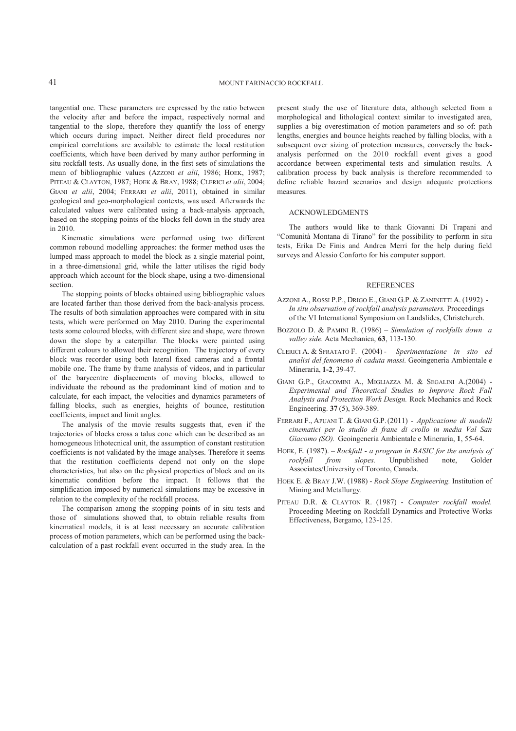tangential one. These parameters are expressed by the ratio between the velocity after and before the impact, respectively normal and tangential to the slope, therefore they quantify the loss of energy which occurs during impact. Neither direct field procedures nor empirical correlations are available to estimate the local restitution coefficients, which have been derived by many author performing in situ rockfall tests. As usually done, in the first sets of simulations the mean of bibliographic values (AZZONI *et alii*, 1986; HOEK, 1987; PITEAU & CLAYTON, 1987; HOEK & BRAY, 1988; CLERICI *et alii*, 2004; GIANI *et alii*, 2004; FERRARI *et alii*, 2011), obtained in similar geological and geo-morphological contexts, was used. Afterwards the calculated values were calibrated using a back-analysis approach, based on the stopping points of the blocks fell down in the study area in 2010.

Kinematic simulations were performed using two different common rebound modelling approaches: the former method uses the lumped mass approach to model the block as a single material point, in a three-dimensional grid, while the latter utilises the rigid body approach which account for the block shape, using a two-dimensional section.

The stopping points of blocks obtained using bibliographic values are located farther than those derived from the back-analysis process. The results of both simulation approaches were compared with in situ tests, which were performed on May 2010. During the experimental tests some coloured blocks, with different size and shape, were thrown down the slope by a caterpillar. The blocks were painted using different colours to allowed their recognition. The trajectory of every block was recorder using both lateral fixed cameras and a frontal mobile one. The frame by frame analysis of videos, and in particular of the barycentre displacements of moving blocks, allowed to individuate the rebound as the predominant kind of motion and to calculate, for each impact, the velocities and dynamics parameters of falling blocks, such as energies, heights of bounce, restitution coefficients, impact and limit angles.

The analysis of the movie results suggests that, even if the trajectories of blocks cross a talus cone which can be described as an homogeneous lithotecnical unit, the assumption of constant restitution coefficients is not validated by the image analyses. Therefore it seems that the restitution coefficients depend not only on the slope characteristics, but also on the physical properties of block and on its kinematic condition before the impact. It follows that the simplification imposed by numerical simulations may be excessive in relation to the complexity of the rockfall process.

The comparison among the stopping points of in situ tests and those of simulations showed that, to obtain reliable results from kinematical models, it is at least necessary an accurate calibration process of motion parameters, which can be performed using the back-calculation of a past rockfall event occurred in the study area. In the present study the use of literature data, although selected from a morphological and lithological context similar to investigated area, supplies a big overestimation of motion parameters and so of: path lengths, energies and bounce heights reached by falling blocks, with a subsequent over sizing of protection measures, conversely the back-analysis performed on the 2010 rockfall event gives a good accordance between experimental tests and simulation results. A calibration process by back analysis is therefore recommended to define reliable hazard scenarios and design adequate protections measures.

## ACKNOWLEDGMENTS

The authors would like to thank Giovanni Di Trapani and "Comunità Montana di Tirano" for the possibility to perform in situ tests, Erika De Finis and Andrea Merri for the help during field surveys and Alessio Conforto for his computer support.

## REFERENCES

AZZONI A., ROSSI P.P., DRIGO E., GIANI G.P. & ZANINETTI A. (1992) - *In situ observation of rockfall analysis parameters.* Proceedings of the VI International Symposium on Landslides, Christchurch.

BOZZOLO D. & PAMINI R. (1986) – *Simulation of rockfalls down a valley side.* Acta Mechanica, **63**, 113-130.

CLERICI A. & SFRATATO F. (2004) - *Sperimentazione in sito ed analisi del fenomeno di caduta massi.* Geoingeneria Ambientale e Mineraria, **1-2**, 39-47.

GIANI G.P., GIACOMINI A., MIGLIAZZA M. & SEGALINI A.(2004) - *Experimental and Theoretical Studies to Improve Rock Fall Analysis and Protection Work Design.* Rock Mechanics and Rock Engineering. **37** (5), 369-389.

FERRARI F., APUANI T. & GIANI G.P. (2011) - *Applicazione di modelli cinematici per lo studio di frane di crollo in media Val San Giacomo (SO).* Geoingeneria Ambientale e Mineraria, **1**, 55-64.

HOEK, E. (1987). – *Rockfall - a program in BASIC for the analysis of rockfall from slopes.* Unpublished note, Golder Associates/University of Toronto, Canada.

HOEK E. & BRAY J.W. (1988) - *Rock Slope Engineering.* Institution of Mining and Metallurgy.

PITEAU D.R. & CLAYTON R. (1987) - *Computer rockfall model.* Proceeding Meeting on Rockfall Dynamics and Protective Works Effectiveness, Bergamo, 123-125.